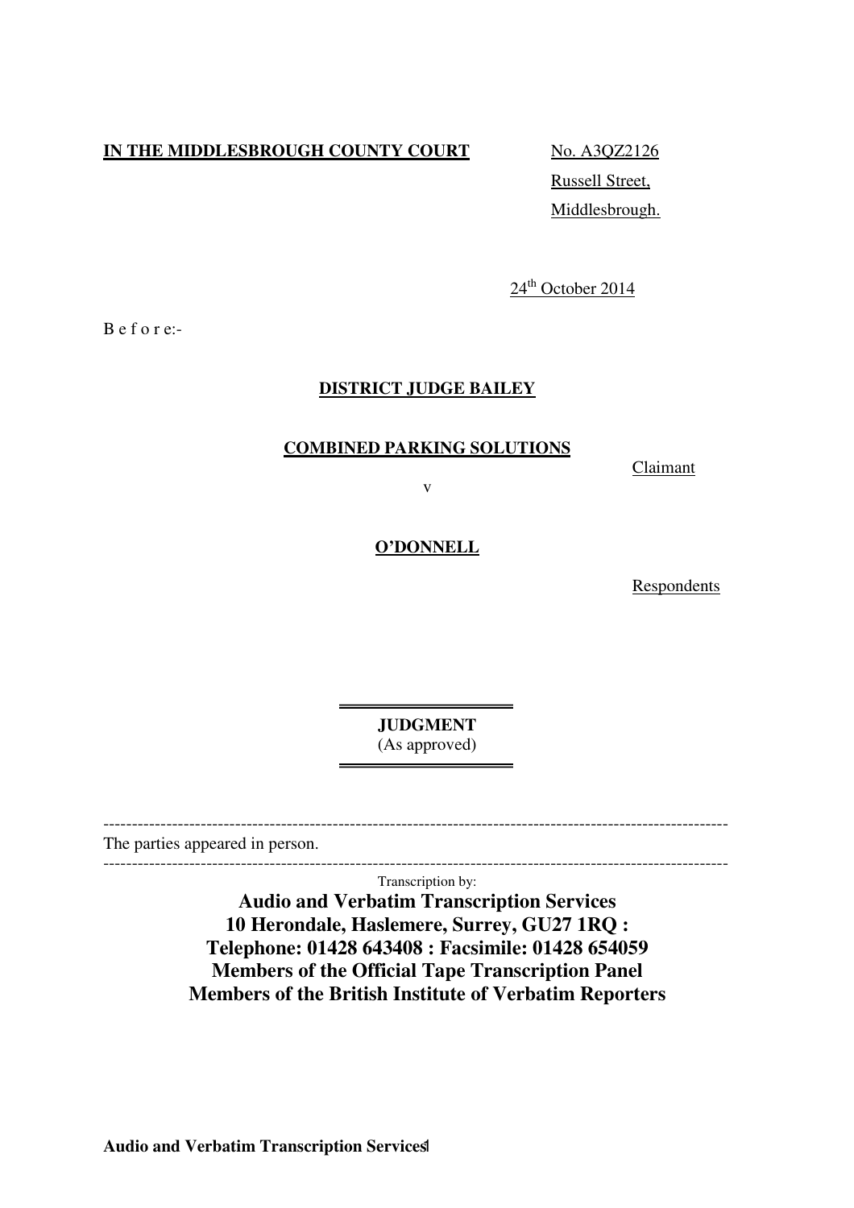**IN THE MIDDLESBROUGH COUNTY COURT**

No. A3QZ2126
Russell Street,
Middlesbrough.

24th October 2014

B e f o r e:-

**DISTRICT JUDGE BAILEY**

**COMBINED PARKING SOLUTIONS**

Claimant

v

**O'DONNELL**

Respondents

---

**JUDGMENT**
(As approved)

---

The parties appeared in person.

---

Transcription by:

**Audio and Verbatim Transcription Services**
**10 Herondale, Haslemere, Surrey, GU27 1RQ :**
**Telephone: 01428 643408 : Facsimile: 01428 654059**
**Members of the Official Tape Transcription Panel**
**Members of the British Institute of Verbatim Reporters**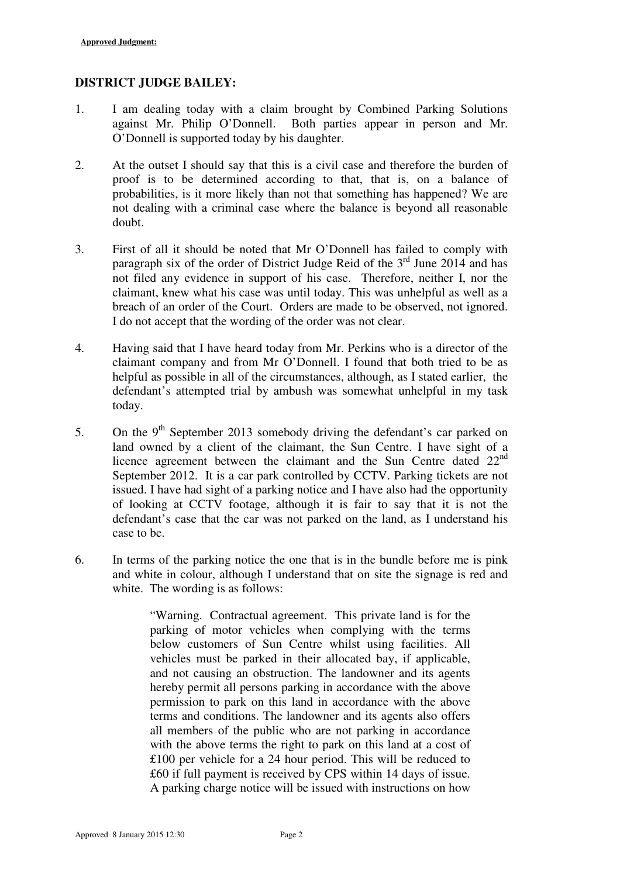**DISTRICT JUDGE BAILEY:**

1. I am dealing today with a claim brought by Combined Parking Solutions against Mr. Philip O'Donnell. Both parties appear in person and Mr. O'Donnell is supported today by his daughter.

2. At the outset I should say that this is a civil case and therefore the burden of proof is to be determined according to that, that is, on a balance of probabilities, is it more likely than not that something has happened? We are not dealing with a criminal case where the balance is beyond all reasonable doubt.

3. First of all it should be noted that Mr O'Donnell has failed to comply with paragraph six of the order of District Judge Reid of the 3rd June 2014 and has not filed any evidence in support of his case. Therefore, neither I, nor the claimant, knew what his case was until today. This was unhelpful as well as a breach of an order of the Court. Orders are made to be observed, not ignored. I do not accept that the wording of the order was not clear.

4. Having said that I have heard today from Mr. Perkins who is a director of the claimant company and from Mr O'Donnell. I found that both tried to be as helpful as possible in all of the circumstances, although, as I stated earlier, the defendant's attempted trial by ambush was somewhat unhelpful in my task today.

5. On the 9th September 2013 somebody driving the defendant's car parked on land owned by a client of the claimant, the Sun Centre. I have sight of a licence agreement between the claimant and the Sun Centre dated 22nd September 2012. It is a car park controlled by CCTV. Parking tickets are not issued. I have had sight of a parking notice and I have also had the opportunity of looking at CCTV footage, although it is fair to say that it is not the defendant's case that the car was not parked on the land, as I understand his case to be.

6. In terms of the parking notice the one that is in the bundle before me is pink and white in colour, although I understand that on site the signage is red and white. The wording is as follows:

> "Warning. Contractual agreement. This private land is for the parking of motor vehicles when complying with the terms below customers of Sun Centre whilst using facilities. All vehicles must be parked in their allocated bay, if applicable, and not causing an obstruction. The landowner and its agents hereby permit all persons parking in accordance with the above permission to park on this land in accordance with the above terms and conditions. The landowner and its agents also offers all members of the public who are not parking in accordance with the above terms the right to park on this land at a cost of £100 per vehicle for a 24 hour period. This will be reduced to £60 if full payment is received by CPS within 14 days of issue. A parking charge notice will be issued with instructions on how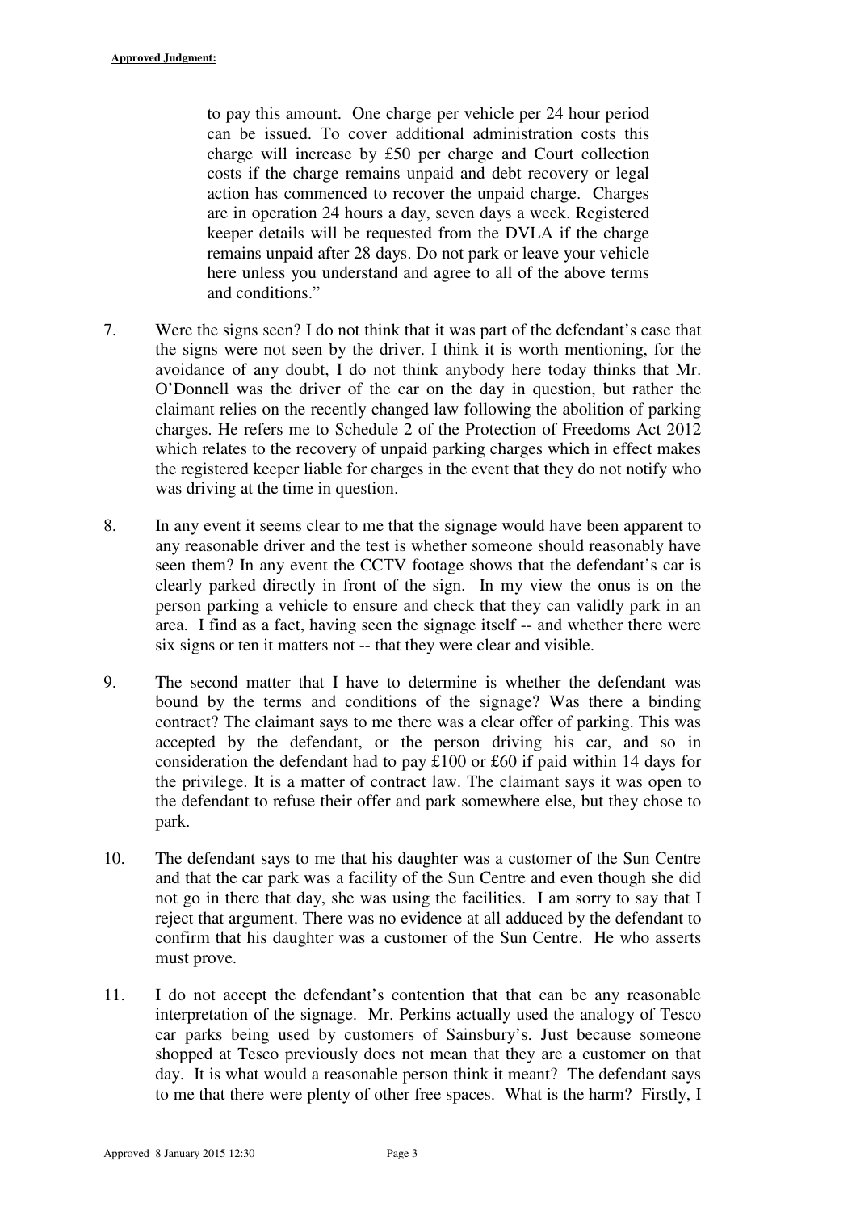> to pay this amount. One charge per vehicle per 24 hour period can be issued. To cover additional administration costs this charge will increase by £50 per charge and Court collection costs if the charge remains unpaid and debt recovery or legal action has commenced to recover the unpaid charge. Charges are in operation 24 hours a day, seven days a week. Registered keeper details will be requested from the DVLA if the charge remains unpaid after 28 days. Do not park or leave your vehicle here unless you understand and agree to all of the above terms and conditions."

7. Were the signs seen? I do not think that it was part of the defendant's case that the signs were not seen by the driver. I think it is worth mentioning, for the avoidance of any doubt, I do not think anybody here today thinks that Mr. O'Donnell was the driver of the car on the day in question, but rather the claimant relies on the recently changed law following the abolition of parking charges. He refers me to Schedule 2 of the Protection of Freedoms Act 2012 which relates to the recovery of unpaid parking charges which in effect makes the registered keeper liable for charges in the event that they do not notify who was driving at the time in question.

8. In any event it seems clear to me that the signage would have been apparent to any reasonable driver and the test is whether someone should reasonably have seen them? In any event the CCTV footage shows that the defendant's car is clearly parked directly in front of the sign. In my view the onus is on the person parking a vehicle to ensure and check that they can validly park in an area. I find as a fact, having seen the signage itself -- and whether there were six signs or ten it matters not -- that they were clear and visible.

9. The second matter that I have to determine is whether the defendant was bound by the terms and conditions of the signage? Was there a binding contract? The claimant says to me there was a clear offer of parking. This was accepted by the defendant, or the person driving his car, and so in consideration the defendant had to pay £100 or £60 if paid within 14 days for the privilege. It is a matter of contract law. The claimant says it was open to the defendant to refuse their offer and park somewhere else, but they chose to park.

10. The defendant says to me that his daughter was a customer of the Sun Centre and that the car park was a facility of the Sun Centre and even though she did not go in there that day, she was using the facilities. I am sorry to say that I reject that argument. There was no evidence at all adduced by the defendant to confirm that his daughter was a customer of the Sun Centre. He who asserts must prove.

11. I do not accept the defendant's contention that that can be any reasonable interpretation of the signage. Mr. Perkins actually used the analogy of Tesco car parks being used by customers of Sainsbury's. Just because someone shopped at Tesco previously does not mean that they are a customer on that day. It is what would a reasonable person think it meant? The defendant says to me that there were plenty of other free spaces. What is the harm? Firstly, I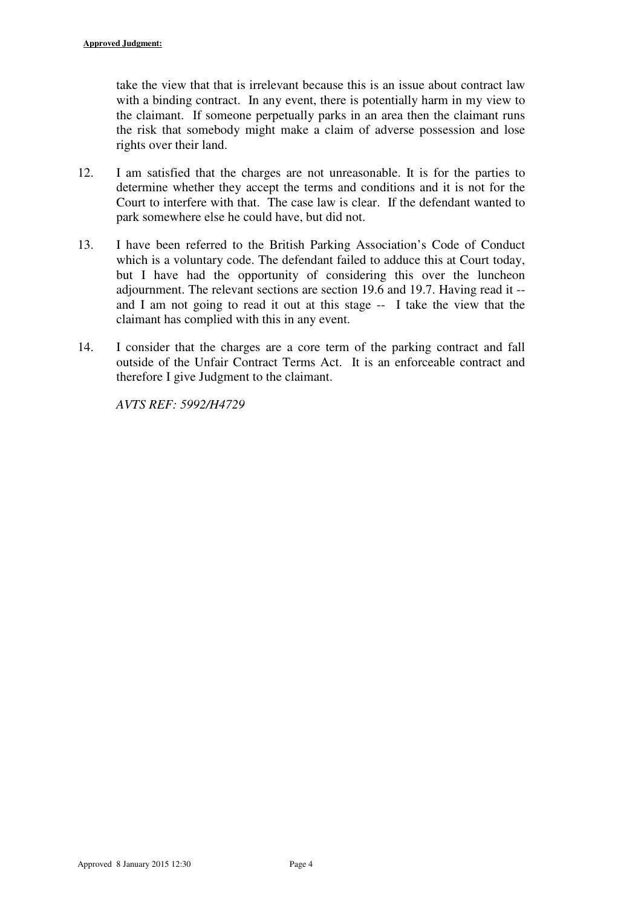take the view that that is irrelevant because this is an issue about contract law with a binding contract. In any event, there is potentially harm in my view to the claimant. If someone perpetually parks in an area then the claimant runs the risk that somebody might make a claim of adverse possession and lose rights over their land.

12. I am satisfied that the charges are not unreasonable. It is for the parties to determine whether they accept the terms and conditions and it is not for the Court to interfere with that. The case law is clear. If the defendant wanted to park somewhere else he could have, but did not.

13. I have been referred to the British Parking Association's Code of Conduct which is a voluntary code. The defendant failed to adduce this at Court today, but I have had the opportunity of considering this over the luncheon adjournment. The relevant sections are section 19.6 and 19.7. Having read it -- and I am not going to read it out at this stage -- I take the view that the claimant has complied with this in any event.

14. I consider that the charges are a core term of the parking contract and fall outside of the Unfair Contract Terms Act. It is an enforceable contract and therefore I give Judgment to the claimant.

*AVTS REF: 5992/H4729*